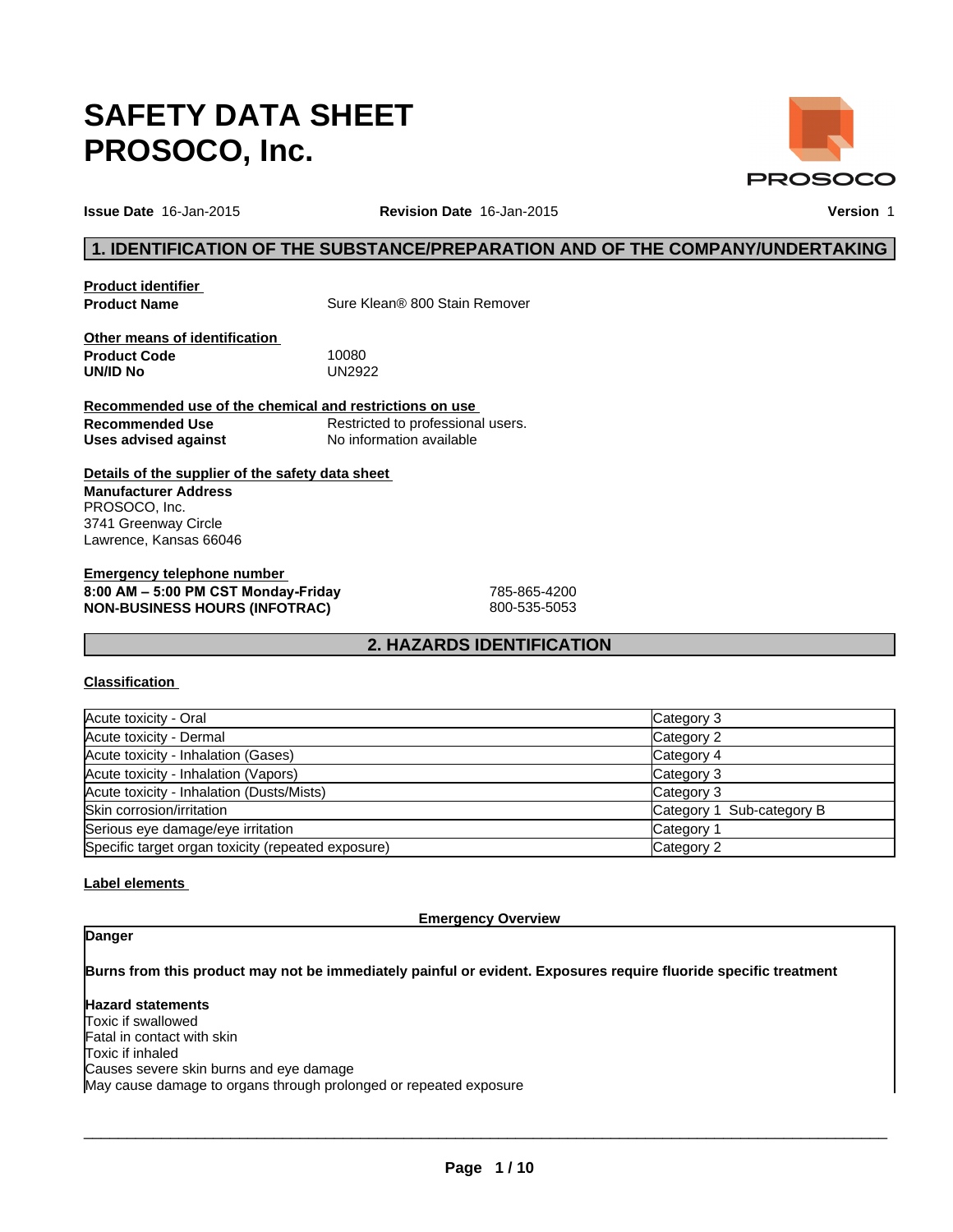# SAFETY DATA SHEET
# PROSOCO, Inc.

**Issue Date** 16-Jan-2015 **Revision Date** 16-Jan-2015 **Version** 1

## 1. IDENTIFICATION OF THE SUBSTANCE/PREPARATION AND OF THE COMPANY/UNDERTAKING

**Product identifier**

**Product Name** Sure Klean® 800 Stain Remover

**Other means of identification**

**Product Code** 10080
**UN/ID No** UN2922

**Recommended use of the chemical and restrictions on use**

**Recommended Use** Restricted to professional users.
**Uses advised against** No information available

**Details of the supplier of the safety data sheet**

**Manufacturer Address**
PROSOCO, Inc.
3741 Greenway Circle
Lawrence, Kansas 66046

**Emergency telephone number**

**8:00 AM – 5:00 PM CST Monday-Friday** 785-865-4200
**NON-BUSINESS HOURS (INFOTRAC)** 800-535-5053

## 2. HAZARDS IDENTIFICATION

**Classification**

| | |
|---|---|
| Acute toxicity - Oral | Category 3 |
| Acute toxicity - Dermal | Category 2 |
| Acute toxicity - Inhalation (Gases) | Category 4 |
| Acute toxicity - Inhalation (Vapors) | Category 3 |
| Acute toxicity - Inhalation (Dusts/Mists) | Category 3 |
| Skin corrosion/irritation | Category 1 Sub-category B |
| Serious eye damage/eye irritation | Category 1 |
| Specific target organ toxicity (repeated exposure) | Category 2 |

**Label elements**

**Emergency Overview**

**Danger**

**Burns from this product may not be immediately painful or evident. Exposures require fluoride specific treatment**

**Hazard statements**
Toxic if swallowed
Fatal in contact with skin
Toxic if inhaled
Causes severe skin burns and eye damage
May cause damage to organs through prolonged or repeated exposure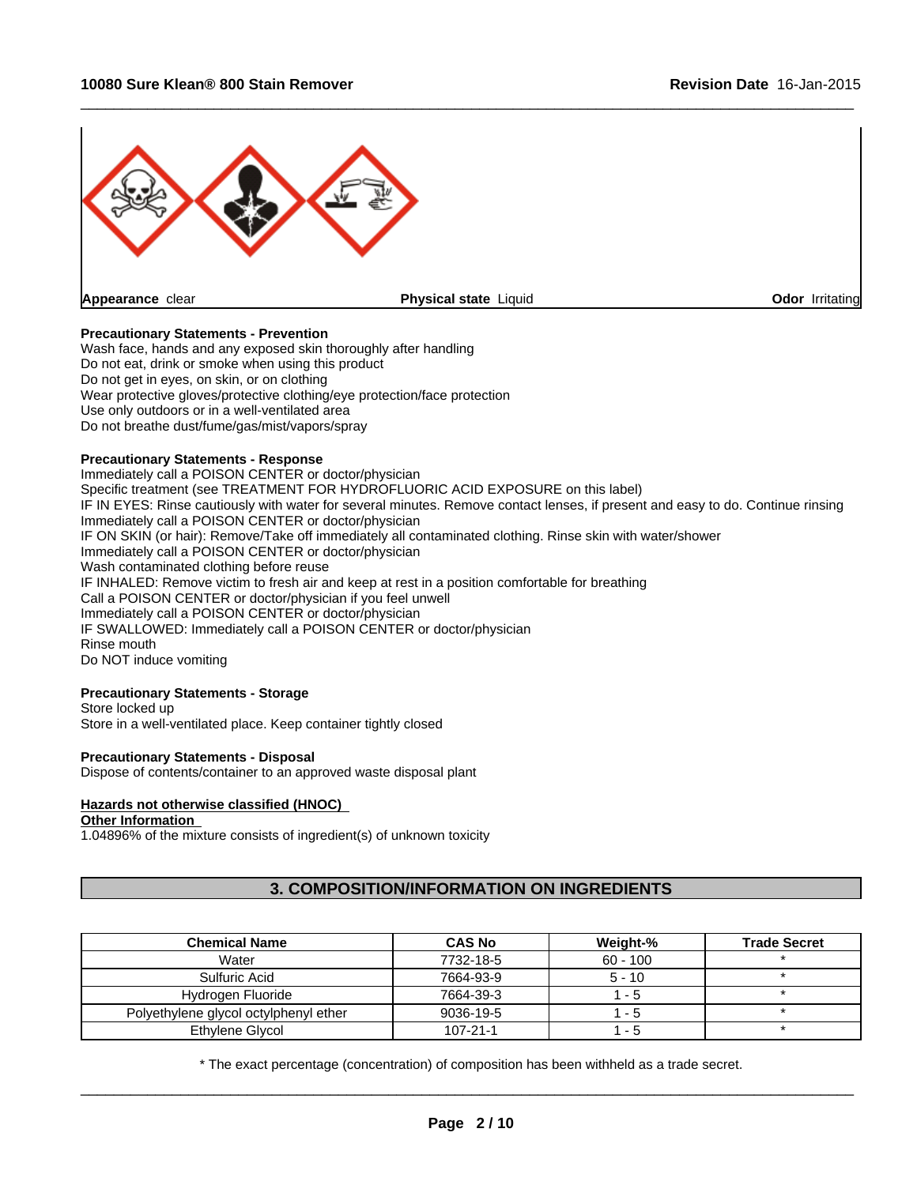**Appearance** clear **Physical state** Liquid **Odor** Irritating

**Precautionary Statements - Prevention**

Wash face, hands and any exposed skin thoroughly after handling
Do not eat, drink or smoke when using this product
Do not get in eyes, on skin, or on clothing
Wear protective gloves/protective clothing/eye protection/face protection
Use only outdoors or in a well-ventilated area
Do not breathe dust/fume/gas/mist/vapors/spray

**Precautionary Statements - Response**

Immediately call a POISON CENTER or doctor/physician
Specific treatment (see TREATMENT FOR HYDROFLUORIC ACID EXPOSURE on this label)
IF IN EYES: Rinse cautiously with water for several minutes. Remove contact lenses, if present and easy to do. Continue rinsing
Immediately call a POISON CENTER or doctor/physician
IF ON SKIN (or hair): Remove/Take off immediately all contaminated clothing. Rinse skin with water/shower
Immediately call a POISON CENTER or doctor/physician
Wash contaminated clothing before reuse
IF INHALED: Remove victim to fresh air and keep at rest in a position comfortable for breathing
Call a POISON CENTER or doctor/physician if you feel unwell
Immediately call a POISON CENTER or doctor/physician
IF SWALLOWED: Immediately call a POISON CENTER or doctor/physician
Rinse mouth
Do NOT induce vomiting

**Precautionary Statements - Storage**

Store locked up
Store in a well-ventilated place. Keep container tightly closed

**Precautionary Statements - Disposal**

Dispose of contents/container to an approved waste disposal plant

**Hazards not otherwise classified (HNOC)**

**Other Information**

1.04896% of the mixture consists of ingredient(s) of unknown toxicity

## 3. COMPOSITION/INFORMATION ON INGREDIENTS

| Chemical Name | CAS No | Weight-% | Trade Secret |
|---|---|---|---|
| Water | 7732-18-5 | 60 - 100 | * |
| Sulfuric Acid | 7664-93-9 | 5 - 10 | * |
| Hydrogen Fluoride | 7664-39-3 | 1 - 5 | * |
| Polyethylene glycol octylphenyl ether | 9036-19-5 | 1 - 5 | * |
| Ethylene Glycol | 107-21-1 | 1 - 5 | * |

* The exact percentage (concentration) of composition has been withheld as a trade secret.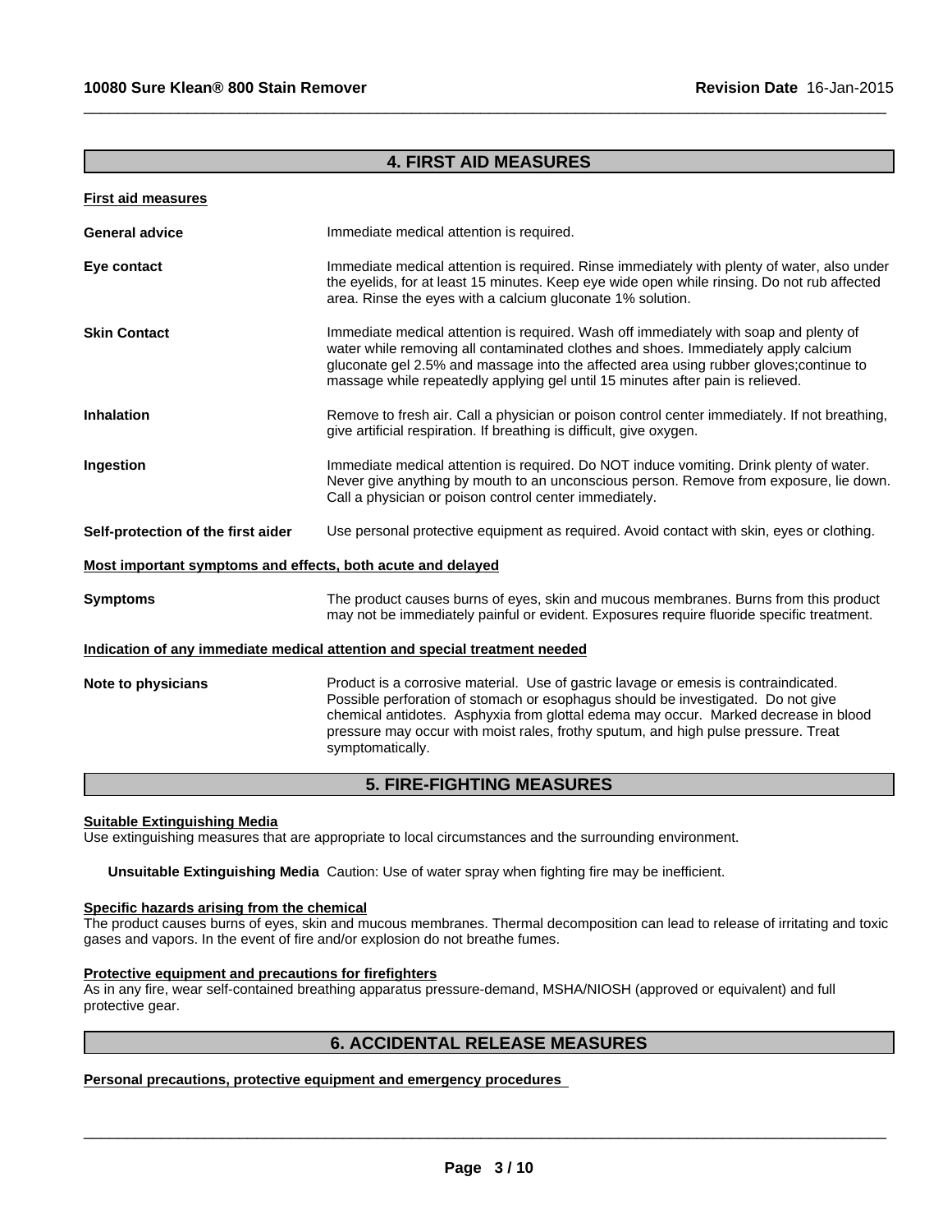## 4. FIRST AID MEASURES

**First aid measures**

**General advice** Immediate medical attention is required.

**Eye contact** Immediate medical attention is required. Rinse immediately with plenty of water, also under the eyelids, for at least 15 minutes. Keep eye wide open while rinsing. Do not rub affected area. Rinse the eyes with a calcium gluconate 1% solution.

**Skin Contact** Immediate medical attention is required. Wash off immediately with soap and plenty of water while removing all contaminated clothes and shoes. Immediately apply calcium gluconate gel 2.5% and massage into the affected area using rubber gloves;continue to massage while repeatedly applying gel until 15 minutes after pain is relieved.

**Inhalation** Remove to fresh air. Call a physician or poison control center immediately. If not breathing, give artificial respiration. If breathing is difficult, give oxygen.

**Ingestion** Immediate medical attention is required. Do NOT induce vomiting. Drink plenty of water. Never give anything by mouth to an unconscious person. Remove from exposure, lie down. Call a physician or poison control center immediately.

**Self-protection of the first aider** Use personal protective equipment as required. Avoid contact with skin, eyes or clothing.

**Most important symptoms and effects, both acute and delayed**

**Symptoms** The product causes burns of eyes, skin and mucous membranes. Burns from this product may not be immediately painful or evident. Exposures require fluoride specific treatment.

**Indication of any immediate medical attention and special treatment needed**

**Note to physicians** Product is a corrosive material. Use of gastric lavage or emesis is contraindicated. Possible perforation of stomach or esophagus should be investigated. Do not give chemical antidotes. Asphyxia from glottal edema may occur. Marked decrease in blood pressure may occur with moist rales, frothy sputum, and high pulse pressure. Treat symptomatically.

## 5. FIRE-FIGHTING MEASURES

**Suitable Extinguishing Media**

Use extinguishing measures that are appropriate to local circumstances and the surrounding environment.

**Unsuitable Extinguishing Media** Caution: Use of water spray when fighting fire may be inefficient.

**Specific hazards arising from the chemical**

The product causes burns of eyes, skin and mucous membranes. Thermal decomposition can lead to release of irritating and toxic gases and vapors. In the event of fire and/or explosion do not breathe fumes.

**Protective equipment and precautions for firefighters**

As in any fire, wear self-contained breathing apparatus pressure-demand, MSHA/NIOSH (approved or equivalent) and full protective gear.

## 6. ACCIDENTAL RELEASE MEASURES

**Personal precautions, protective equipment and emergency procedures**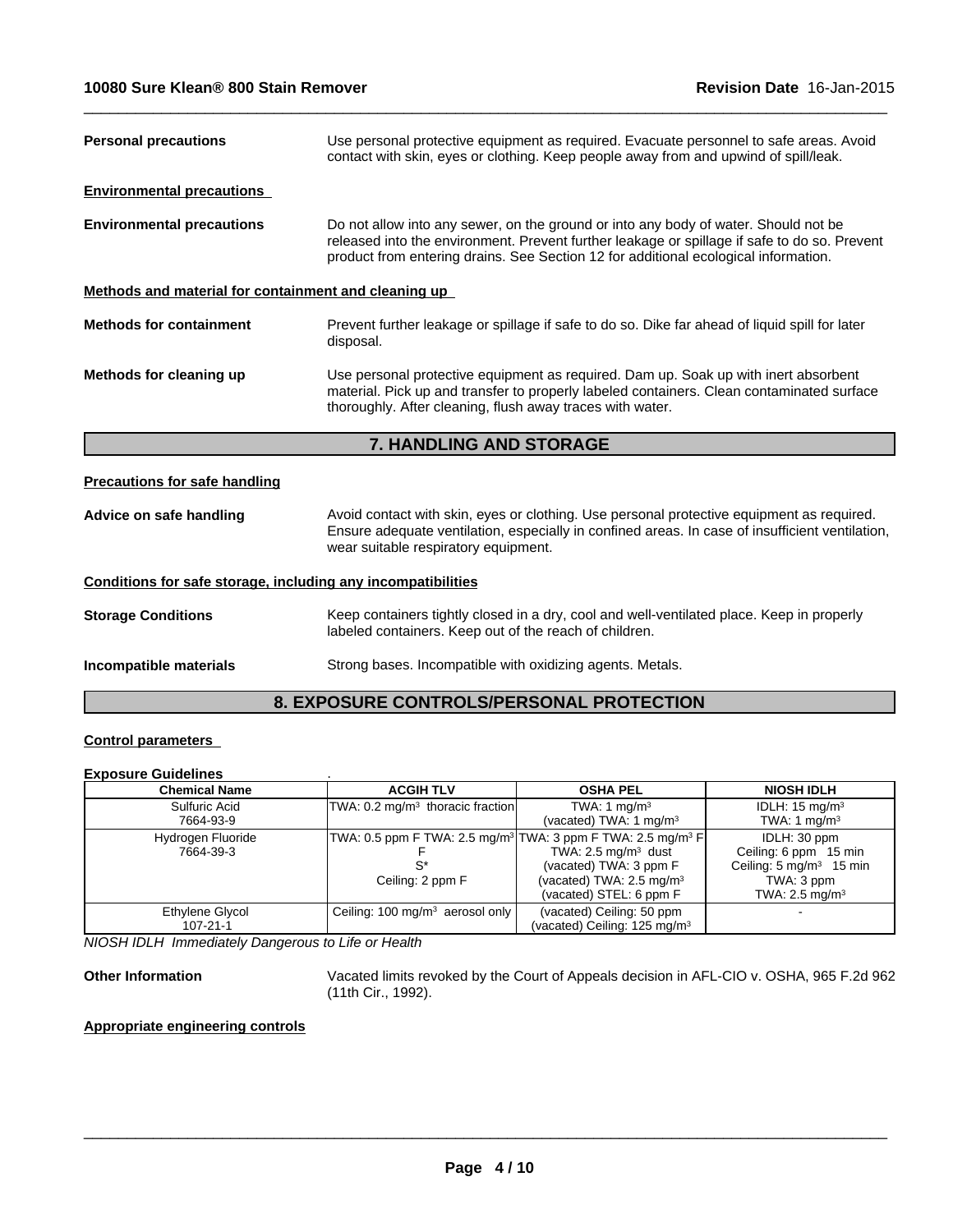**Personal precautions** Use personal protective equipment as required. Evacuate personnel to safe areas. Avoid contact with skin, eyes or clothing. Keep people away from and upwind of spill/leak.

**Environmental precautions**

**Environmental precautions** Do not allow into any sewer, on the ground or into any body of water. Should not be released into the environment. Prevent further leakage or spillage if safe to do so. Prevent product from entering drains. See Section 12 for additional ecological information.

**Methods and material for containment and cleaning up**

**Methods for containment** Prevent further leakage or spillage if safe to do so. Dike far ahead of liquid spill for later disposal.

**Methods for cleaning up** Use personal protective equipment as required. Dam up. Soak up with inert absorbent material. Pick up and transfer to properly labeled containers. Clean contaminated surface thoroughly. After cleaning, flush away traces with water.

## 7. HANDLING AND STORAGE

**Precautions for safe handling**

**Advice on safe handling** Avoid contact with skin, eyes or clothing. Use personal protective equipment as required. Ensure adequate ventilation, especially in confined areas. In case of insufficient ventilation, wear suitable respiratory equipment.

**Conditions for safe storage, including any incompatibilities**

**Storage Conditions** Keep containers tightly closed in a dry, cool and well-ventilated place. Keep in properly labeled containers. Keep out of the reach of children.

**Incompatible materials** Strong bases. Incompatible with oxidizing agents. Metals.

## 8. EXPOSURE CONTROLS/PERSONAL PROTECTION

**Control parameters**

**Exposure Guidelines** .

| Chemical Name | ACGIH TLV | OSHA PEL | NIOSH IDLH |
|---|---|---|---|
| Sulfuric Acid<br>7664-93-9 | TWA: 0.2 mg/m³ thoracic fraction | TWA: 1 mg/m³<br>(vacated) TWA: 1 mg/m³ | IDLH: 15 mg/m³<br>TWA: 1 mg/m³ |
| Hydrogen Fluoride<br>7664-39-3 | TWA: 0.5 ppm F TWA: 2.5 mg/m³ F<br>S*<br>Ceiling: 2 ppm F | TWA: 3 ppm F TWA: 2.5 mg/m³ F<br>TWA: 2.5 mg/m³ dust<br>(vacated) TWA: 3 ppm F<br>(vacated) TWA: 2.5 mg/m³<br>(vacated) STEL: 6 ppm F | IDLH: 30 ppm<br>Ceiling: 6 ppm 15 min<br>Ceiling: 5 mg/m³ 15 min<br>TWA: 3 ppm<br>TWA: 2.5 mg/m³ |
| Ethylene Glycol<br>107-21-1 | Ceiling: 100 mg/m³ aerosol only | (vacated) Ceiling: 50 ppm<br>(vacated) Ceiling: 125 mg/m³ | - |

*NIOSH IDLH Immediately Dangerous to Life or Health*

**Other Information** Vacated limits revoked by the Court of Appeals decision in AFL-CIO v. OSHA, 965 F.2d 962 (11th Cir., 1992).

**Appropriate engineering controls**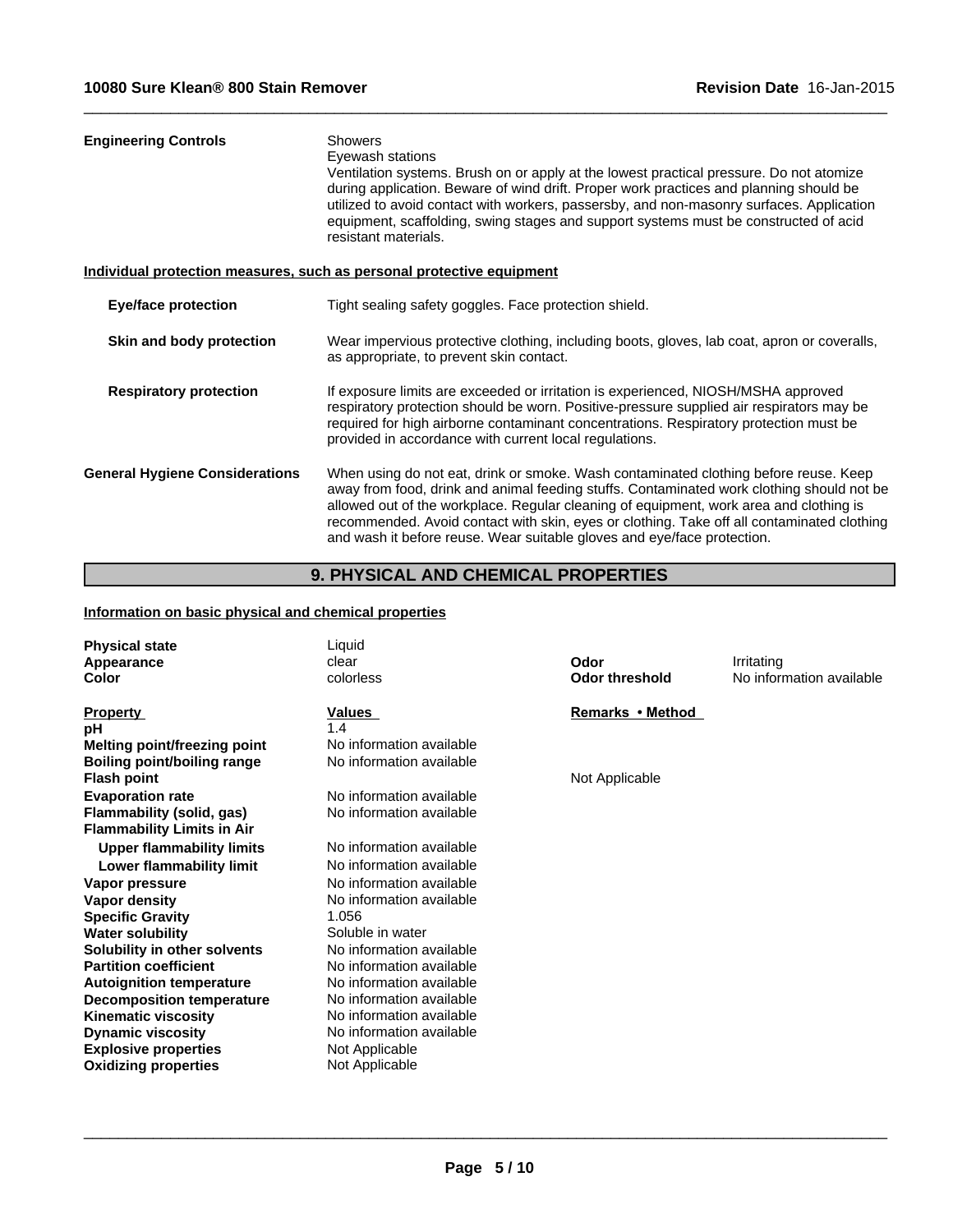| | |
|---|---|
| **Engineering Controls** | Showers<br>Eyewash stations<br>Ventilation systems. Brush on or apply at the lowest practical pressure. Do not atomize during application. Beware of wind drift. Proper work practices and planning should be utilized to avoid contact with workers, passersby, and non-masonry surfaces. Application equipment, scaffolding, swing stages and support systems must be constructed of acid resistant materials. |

**Individual protection measures, such as personal protective equipment**

| | |
|---|---|
| **Eye/face protection** | Tight sealing safety goggles. Face protection shield. |
| **Skin and body protection** | Wear impervious protective clothing, including boots, gloves, lab coat, apron or coveralls, as appropriate, to prevent skin contact. |
| **Respiratory protection** | If exposure limits are exceeded or irritation is experienced, NIOSH/MSHA approved respiratory protection should be worn. Positive-pressure supplied air respirators may be required for high airborne contaminant concentrations. Respiratory protection must be provided in accordance with current local regulations. |
| **General Hygiene Considerations** | When using do not eat, drink or smoke. Wash contaminated clothing before reuse. Keep away from food, drink and animal feeding stuffs. Contaminated work clothing should not be allowed out of the workplace. Regular cleaning of equipment, work area and clothing is recommended. Avoid contact with skin, eyes or clothing. Take off all contaminated clothing and wash it before reuse. Wear suitable gloves and eye/face protection. |

## 9. PHYSICAL AND CHEMICAL PROPERTIES

**Information on basic physical and chemical properties**

| | | | |
|---|---|---|---|
| **Physical state** | Liquid | | |
| **Appearance** | clear | **Odor** | Irritating |
| **Color** | colorless | **Odor threshold** | No information available |

| **Property** | **Values** | **Remarks • Method** |
|---|---|---|
| **pH** | 1.4 | |
| **Melting point/freezing point** | No information available | |
| **Boiling point/boiling range** | No information available | |
| **Flash point** | | Not Applicable |
| **Evaporation rate** | No information available | |
| **Flammability (solid, gas)** | No information available | |
| **Flammability Limits in Air** | | |
| **Upper flammability limits** | No information available | |
| **Lower flammability limit** | No information available | |
| **Vapor pressure** | No information available | |
| **Vapor density** | No information available | |
| **Specific Gravity** | 1.056 | |
| **Water solubility** | Soluble in water | |
| **Solubility in other solvents** | No information available | |
| **Partition coefficient** | No information available | |
| **Autoignition temperature** | No information available | |
| **Decomposition temperature** | No information available | |
| **Kinematic viscosity** | No information available | |
| **Dynamic viscosity** | No information available | |
| **Explosive properties** | Not Applicable | |
| **Oxidizing properties** | Not Applicable | |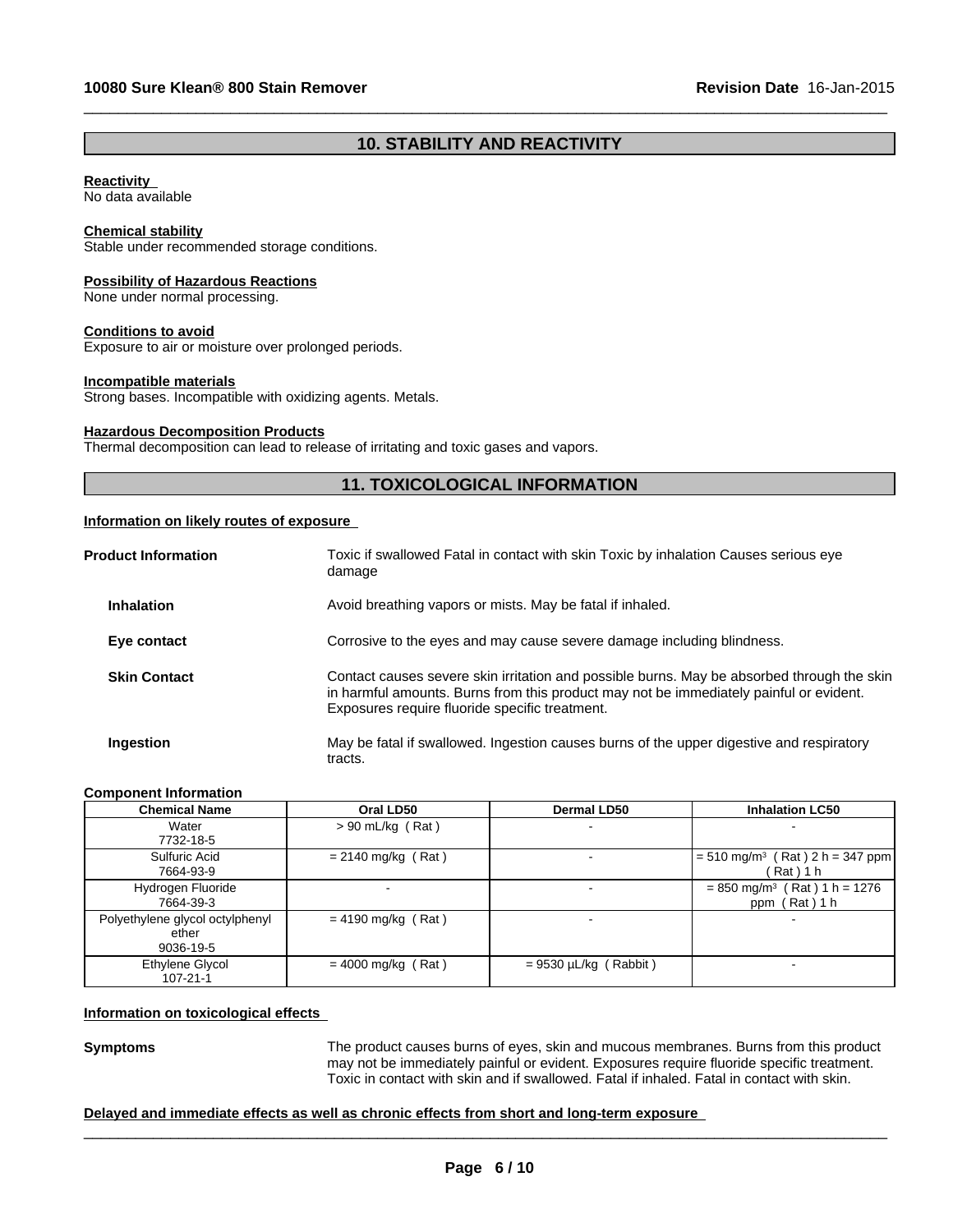## 10. STABILITY AND REACTIVITY

**Reactivity**
No data available

**Chemical stability**
Stable under recommended storage conditions.

**Possibility of Hazardous Reactions**
None under normal processing.

**Conditions to avoid**
Exposure to air or moisture over prolonged periods.

**Incompatible materials**
Strong bases. Incompatible with oxidizing agents. Metals.

**Hazardous Decomposition Products**
Thermal decomposition can lead to release of irritating and toxic gases and vapors.

## 11. TOXICOLOGICAL INFORMATION

**Information on likely routes of exposure**

**Product Information**
Toxic if swallowed Fatal in contact with skin Toxic by inhalation Causes serious eye damage

**Inhalation**
Avoid breathing vapors or mists. May be fatal if inhaled.

**Eye contact**
Corrosive to the eyes and may cause severe damage including blindness.

**Skin Contact**
Contact causes severe skin irritation and possible burns. May be absorbed through the skin in harmful amounts. Burns from this product may not be immediately painful or evident. Exposures require fluoride specific treatment.

**Ingestion**
May be fatal if swallowed. Ingestion causes burns of the upper digestive and respiratory tracts.

**Component Information**

| Chemical Name | Oral LD50 | Dermal LD50 | Inhalation LC50 |
|---|---|---|---|
| Water 7732-18-5 | > 90 mL/kg ( Rat ) | - | - |
| Sulfuric Acid 7664-93-9 | = 2140 mg/kg ( Rat ) | - | = 510 mg/m³ ( Rat ) 2 h = 347 ppm ( Rat ) 1 h |
| Hydrogen Fluoride 7664-39-3 | - | - | = 850 mg/m³ ( Rat ) 1 h = 1276 ppm ( Rat ) 1 h |
| Polyethylene glycol octylphenyl ether 9036-19-5 | = 4190 mg/kg ( Rat ) | - | - |
| Ethylene Glycol 107-21-1 | = 4000 mg/kg ( Rat ) | = 9530 µL/kg ( Rabbit ) | - |

**Information on toxicological effects**

**Symptoms**
The product causes burns of eyes, skin and mucous membranes. Burns from this product may not be immediately painful or evident. Exposures require fluoride specific treatment. Toxic in contact with skin and if swallowed. Fatal if inhaled. Fatal in contact with skin.

**Delayed and immediate effects as well as chronic effects from short and long-term exposure**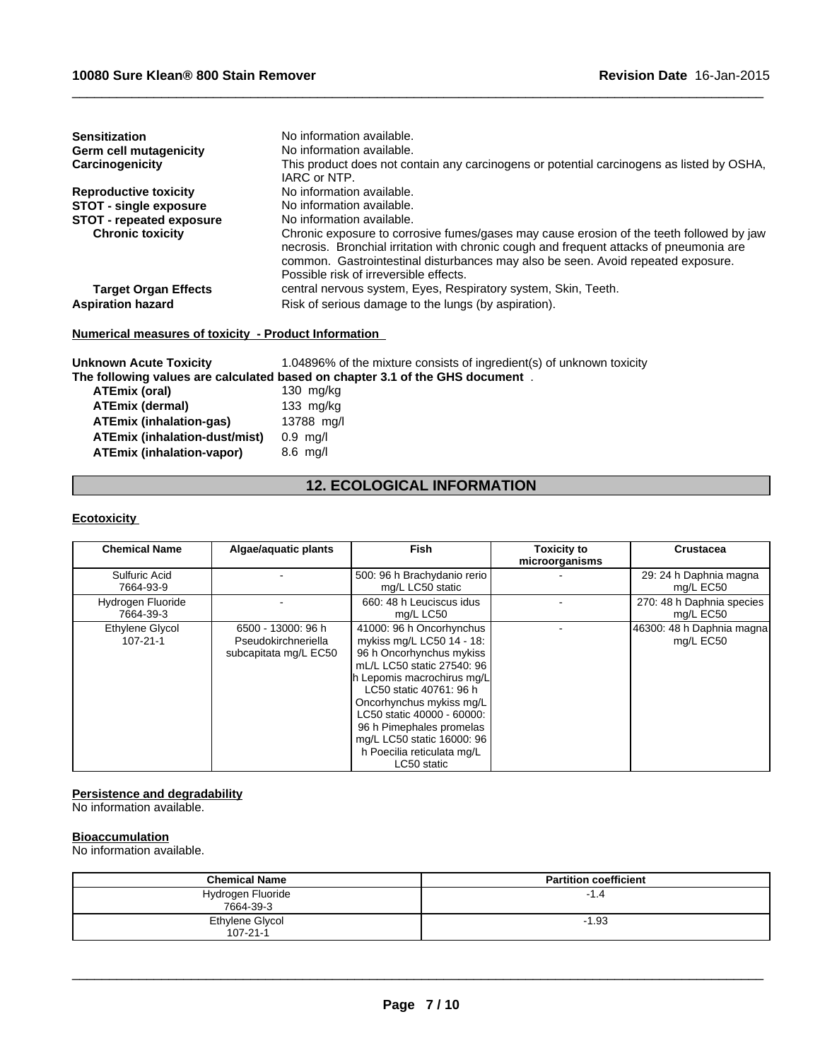| | |
|---|---|
| **Sensitization** | No information available. |
| **Germ cell mutagenicity** | No information available. |
| **Carcinogenicity** | This product does not contain any carcinogens or potential carcinogens as listed by OSHA, IARC or NTP. |
| **Reproductive toxicity** | No information available. |
| **STOT - single exposure** | No information available. |
| **STOT - repeated exposure** | No information available. |
| **Chronic toxicity** | Chronic exposure to corrosive fumes/gases may cause erosion of the teeth followed by jaw necrosis. Bronchial irritation with chronic cough and frequent attacks of pneumonia are common. Gastrointestinal disturbances may also be seen. Avoid repeated exposure. Possible risk of irreversible effects. |
| **Target Organ Effects** | central nervous system, Eyes, Respiratory system, Skin, Teeth. |
| **Aspiration hazard** | Risk of serious damage to the lungs (by aspiration). |

**Numerical measures of toxicity - Product Information**

**Unknown Acute Toxicity** 1.04896% of the mixture consists of ingredient(s) of unknown toxicity

**The following values are calculated based on chapter 3.1 of the GHS document** .

| | |
|---|---|
| **ATEmix (oral)** | 130 mg/kg |
| **ATEmix (dermal)** | 133 mg/kg |
| **ATEmix (inhalation-gas)** | 13788 mg/l |
| **ATEmix (inhalation-dust/mist)** | 0.9 mg/l |
| **ATEmix (inhalation-vapor)** | 8.6 mg/l |

## 12. ECOLOGICAL INFORMATION

**Ecotoxicity**

| Chemical Name | Algae/aquatic plants | Fish | Toxicity to microorganisms | Crustacea |
|---|---|---|---|---|
| Sulfuric Acid 7664-93-9 | - | 500: 96 h Brachydanio rerio mg/L LC50 static | - | 29: 24 h Daphnia magna mg/L EC50 |
| Hydrogen Fluoride 7664-39-3 | - | 660: 48 h Leuciscus idus mg/L LC50 | - | 270: 48 h Daphnia species mg/L EC50 |
| Ethylene Glycol 107-21-1 | 6500 - 13000: 96 h Pseudokirchneriella subcapitata mg/L EC50 | 41000: 96 h Oncorhynchus mykiss mg/L LC50 14 - 18: 96 h Oncorhynchus mykiss mL/L LC50 static 27540: 96 h Lepomis macrochirus mg/L LC50 static 40761: 96 h Oncorhynchus mykiss mg/L LC50 static 40000 - 60000: 96 h Pimephales promelas mg/L LC50 static 16000: 96 h Poecilia reticulata mg/L LC50 static | - | 46300: 48 h Daphnia magna mg/L EC50 |

**Persistence and degradability**

No information available.

**Bioaccumulation**

No information available.

| Chemical Name | Partition coefficient |
|---|---|
| Hydrogen Fluoride 7664-39-3 | -1.4 |
| Ethylene Glycol 107-21-1 | -1.93 |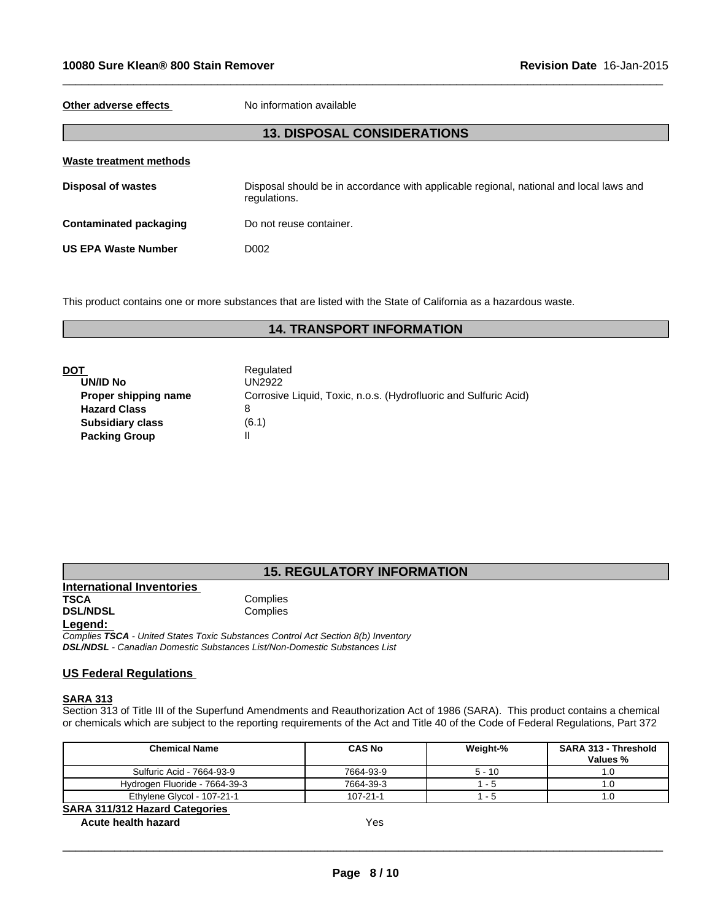**Other adverse effects** No information available

## 13. DISPOSAL CONSIDERATIONS

**Waste treatment methods**

**Disposal of wastes** Disposal should be in accordance with applicable regional, national and local laws and regulations.

**Contaminated packaging** Do not reuse container.

**US EPA Waste Number** D002

This product contains one or more substances that are listed with the State of California as a hazardous waste.

## 14. TRANSPORT INFORMATION

**DOT** Regulated

- **UN/ID No** UN2922
- **Proper shipping name** Corrosive Liquid, Toxic, n.o.s. (Hydrofluoric and Sulfuric Acid)
- **Hazard Class** 8
- **Subsidiary class** (6.1)
- **Packing Group** II

## 15. REGULATORY INFORMATION

**International Inventories**

**TSCA** Complies
**DSL/NDSL** Complies

**Legend:**

*Complies **TSCA** - United States Toxic Substances Control Act Section 8(b) Inventory*
***DSL/NDSL** - Canadian Domestic Substances List/Non-Domestic Substances List*

### US Federal Regulations

**SARA 313**

Section 313 of Title III of the Superfund Amendments and Reauthorization Act of 1986 (SARA). This product contains a chemical or chemicals which are subject to the reporting requirements of the Act and Title 40 of the Code of Federal Regulations, Part 372

| Chemical Name | CAS No | Weight-% | SARA 313 - Threshold Values % |
|---|---|---|---|
| Sulfuric Acid - 7664-93-9 | 7664-93-9 | 5 - 10 | 1.0 |
| Hydrogen Fluoride - 7664-39-3 | 7664-39-3 | 1 - 5 | 1.0 |
| Ethylene Glycol - 107-21-1 | 107-21-1 | 1 - 5 | 1.0 |

**SARA 311/312 Hazard Categories**

**Acute health hazard** Yes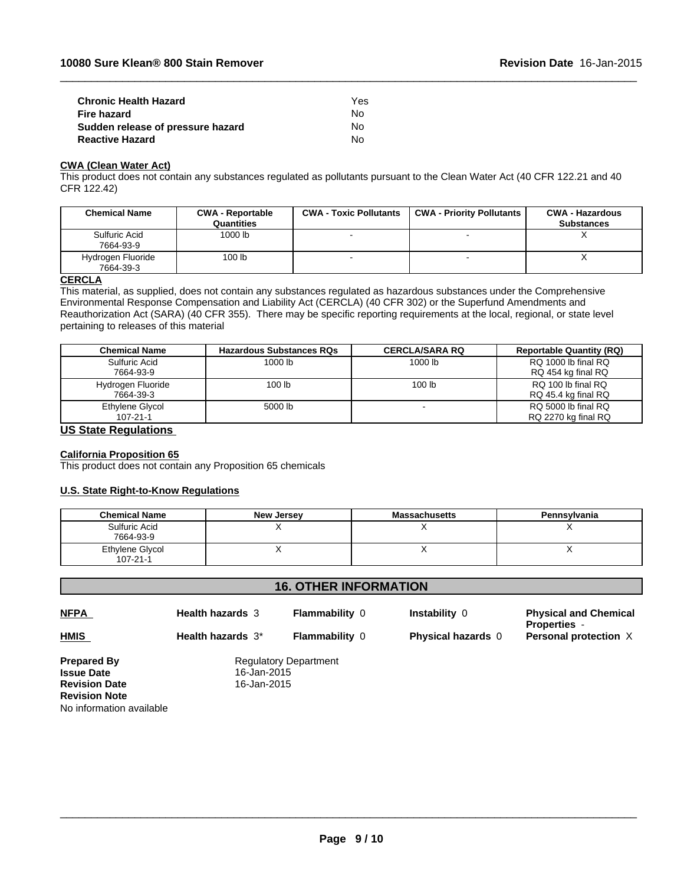| | |
|---|---|
| **Chronic Health Hazard** | Yes |
| **Fire hazard** | No |
| **Sudden release of pressure hazard** | No |
| **Reactive Hazard** | No |

**CWA (Clean Water Act)**

This product does not contain any substances regulated as pollutants pursuant to the Clean Water Act (40 CFR 122.21 and 40 CFR 122.42)

| Chemical Name | CWA - Reportable Quantities | CWA - Toxic Pollutants | CWA - Priority Pollutants | CWA - Hazardous Substances |
|---|---|---|---|---|
| Sulfuric Acid 7664-93-9 | 1000 lb | - | - | X |
| Hydrogen Fluoride 7664-39-3 | 100 lb | - | - | X |

**CERCLA**

This material, as supplied, does not contain any substances regulated as hazardous substances under the Comprehensive Environmental Response Compensation and Liability Act (CERCLA) (40 CFR 302) or the Superfund Amendments and Reauthorization Act (SARA) (40 CFR 355). There may be specific reporting requirements at the local, regional, or state level pertaining to releases of this material

| Chemical Name | Hazardous Substances RQs | CERCLA/SARA RQ | Reportable Quantity (RQ) |
|---|---|---|---|
| Sulfuric Acid 7664-93-9 | 1000 lb | 1000 lb | RQ 1000 lb final RQ RQ 454 kg final RQ |
| Hydrogen Fluoride 7664-39-3 | 100 lb | 100 lb | RQ 100 lb final RQ RQ 45.4 kg final RQ |
| Ethylene Glycol 107-21-1 | 5000 lb | - | RQ 5000 lb final RQ RQ 2270 kg final RQ |

**US State Regulations**

**California Proposition 65**

This product does not contain any Proposition 65 chemicals

**U.S. State Right-to-Know Regulations**

| Chemical Name | New Jersey | Massachusetts | Pennsylvania |
|---|---|---|---|
| Sulfuric Acid 7664-93-9 | X | X | X |
| Ethylene Glycol 107-21-1 | X | X | X |

## 16. OTHER INFORMATION

| | | | | |
|---|---|---|---|---|
| **NFPA** | **Health hazards** 3 | **Flammability** 0 | **Instability** 0 | **Physical and Chemical Properties** - |
| **HMIS** | **Health hazards** 3* | **Flammability** 0 | **Physical hazards** 0 | **Personal protection** X |

**Prepared By** Regulatory Department
**Issue Date** 16-Jan-2015
**Revision Date** 16-Jan-2015
**Revision Note**
No information available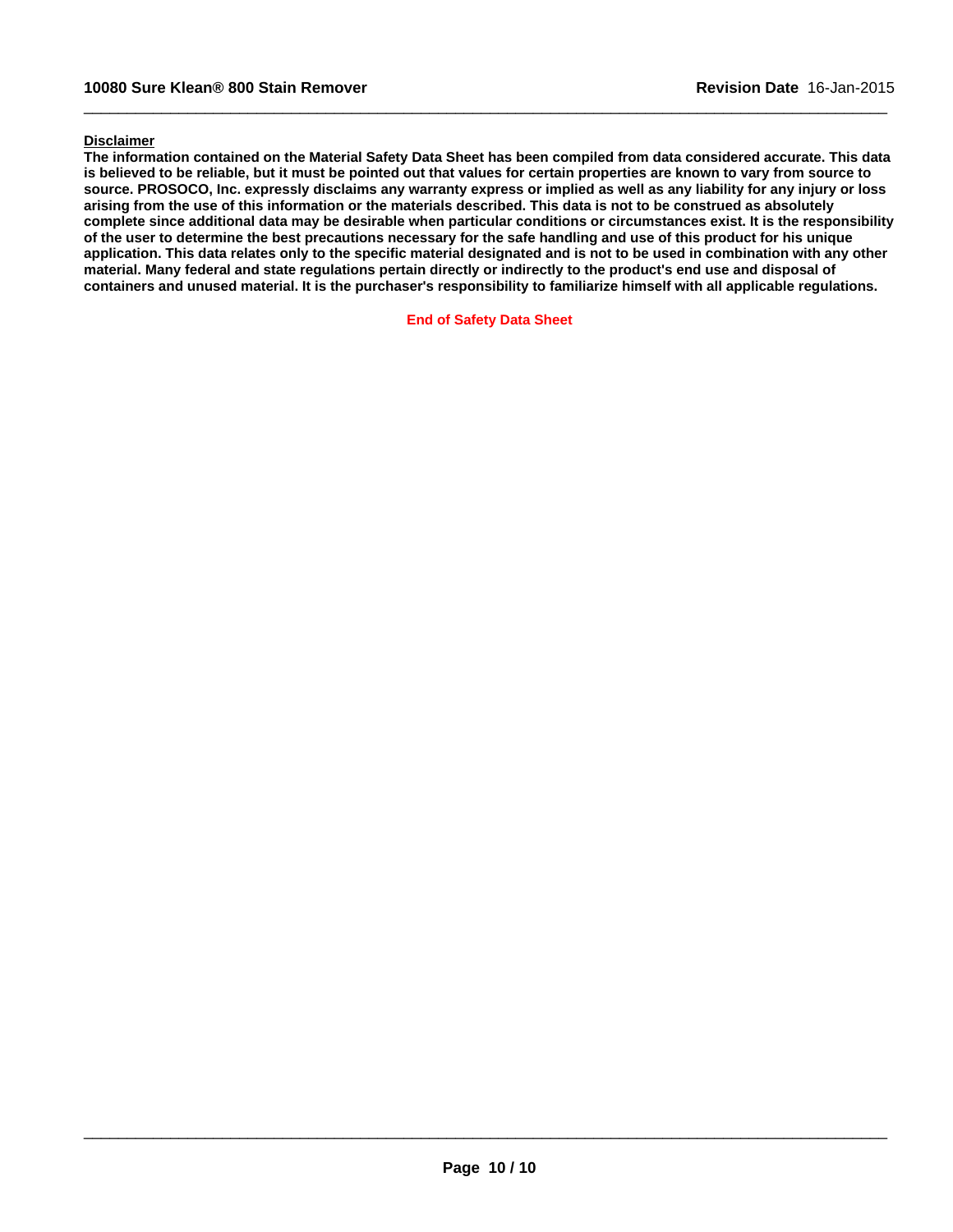**Disclaimer**

**The information contained on the Material Safety Data Sheet has been compiled from data considered accurate. This data is believed to be reliable, but it must be pointed out that values for certain properties are known to vary from source to source. PROSOCO, Inc. expressly disclaims any warranty express or implied as well as any liability for any injury or loss arising from the use of this information or the materials described. This data is not to be construed as absolutely complete since additional data may be desirable when particular conditions or circumstances exist. It is the responsibility of the user to determine the best precautions necessary for the safe handling and use of this product for his unique application. This data relates only to the specific material designated and is not to be used in combination with any other material. Many federal and state regulations pertain directly or indirectly to the product's end use and disposal of containers and unused material. It is the purchaser's responsibility to familiarize himself with all applicable regulations.**

**End of Safety Data Sheet**